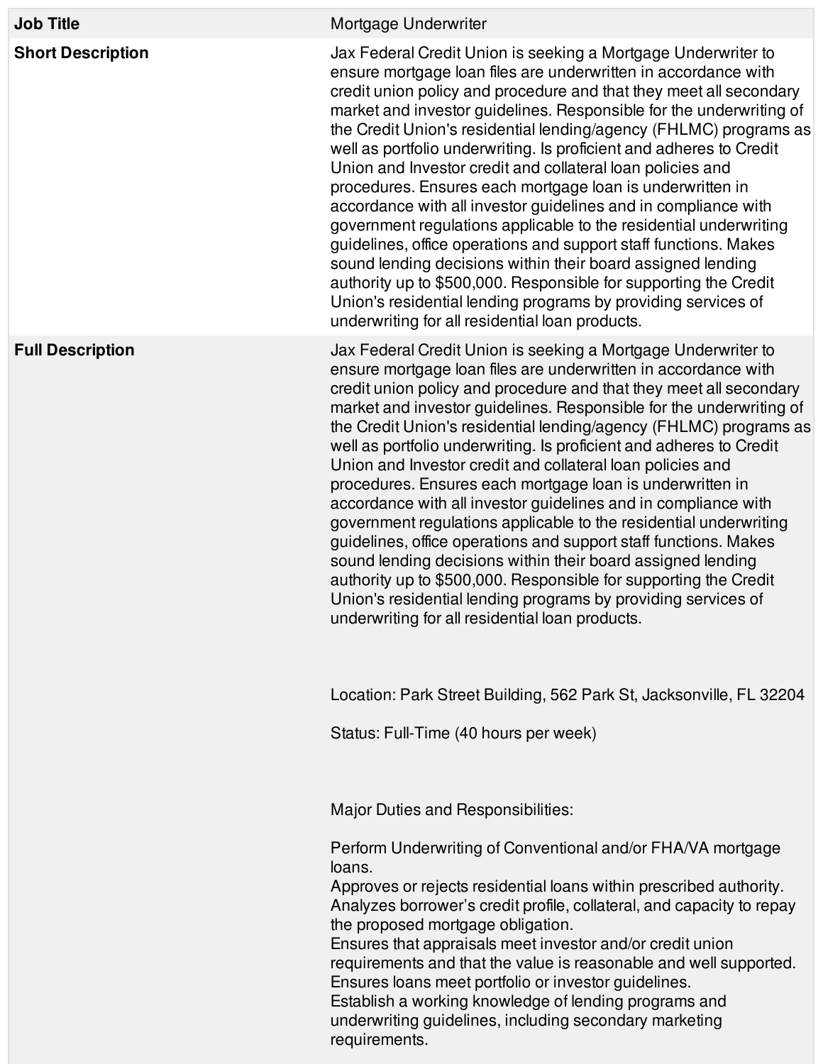| Job Title | Mortgage Underwriter |
|---|---|
| **Short Description** | Jax Federal Credit Union is seeking a Mortgage Underwriter to ensure mortgage loan files are underwritten in accordance with credit union policy and procedure and that they meet all secondary market and investor guidelines. Responsible for the underwriting of the Credit Union's residential lending/agency (FHLMC) programs as well as portfolio underwriting. Is proficient and adheres to Credit Union and Investor credit and collateral loan policies and procedures. Ensures each mortgage loan is underwritten in accordance with all investor guidelines and in compliance with government regulations applicable to the residential underwriting guidelines, office operations and support staff functions. Makes sound lending decisions within their board assigned lending authority up to $500,000. Responsible for supporting the Credit Union's residential lending programs by providing services of underwriting for all residential loan products. |
| **Full Description** | Jax Federal Credit Union is seeking a Mortgage Underwriter to ensure mortgage loan files are underwritten in accordance with credit union policy and procedure and that they meet all secondary market and investor guidelines. Responsible for the underwriting of the Credit Union's residential lending/agency (FHLMC) programs as well as portfolio underwriting. Is proficient and adheres to Credit Union and Investor credit and collateral loan policies and procedures. Ensures each mortgage loan is underwritten in accordance with all investor guidelines and in compliance with government regulations applicable to the residential underwriting guidelines, office operations and support staff functions. Makes sound lending decisions within their board assigned lending authority up to $500,000. Responsible for supporting the Credit Union's residential lending programs by providing services of underwriting for all residential loan products.<br><br>Location: Park Street Building, 562 Park St, Jacksonville, FL 32204<br><br>Status: Full-Time (40 hours per week)<br><br>Major Duties and Responsibilities:<br><br>Perform Underwriting of Conventional and/or FHA/VA mortgage loans.<br>Approves or rejects residential loans within prescribed authority.<br>Analyzes borrower's credit profile, collateral, and capacity to repay the proposed mortgage obligation.<br>Ensures that appraisals meet investor and/or credit union requirements and that the value is reasonable and well supported.<br>Ensures loans meet portfolio or investor guidelines.<br>Establish a working knowledge of lending programs and underwriting guidelines, including secondary marketing requirements. |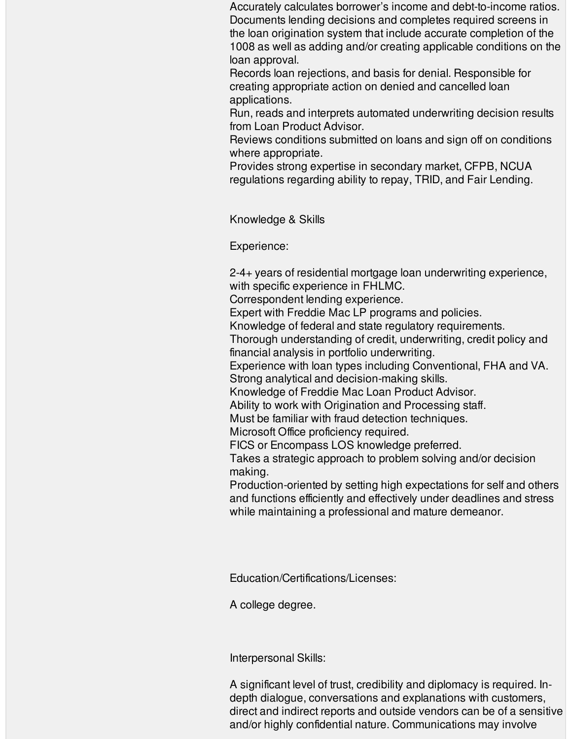Accurately calculates borrower's income and debt-to-income ratios.

Documents lending decisions and completes required screens in the loan origination system that include accurate completion of the 1008 as well as adding and/or creating applicable conditions on the loan approval.

Records loan rejections, and basis for denial. Responsible for creating appropriate action on denied and cancelled loan applications.

Run, reads and interprets automated underwriting decision results from Loan Product Advisor.

Reviews conditions submitted on loans and sign off on conditions where appropriate.

Provides strong expertise in secondary market, CFPB, NCUA regulations regarding ability to repay, TRID, and Fair Lending.

## Knowledge & Skills

### Experience:

2-4+ years of residential mortgage loan underwriting experience, with specific experience in FHLMC.

Correspondent lending experience.

Expert with Freddie Mac LP programs and policies.

Knowledge of federal and state regulatory requirements.

Thorough understanding of credit, underwriting, credit policy and financial analysis in portfolio underwriting.

Experience with loan types including Conventional, FHA and VA.

Strong analytical and decision-making skills.

Knowledge of Freddie Mac Loan Product Advisor.

Ability to work with Origination and Processing staff.

Must be familiar with fraud detection techniques.

Microsoft Office proficiency required.

FICS or Encompass LOS knowledge preferred.

Takes a strategic approach to problem solving and/or decision making.

Production-oriented by setting high expectations for self and others and functions efficiently and effectively under deadlines and stress while maintaining a professional and mature demeanor.

### Education/Certifications/Licenses:

A college degree.

### Interpersonal Skills:

A significant level of trust, credibility and diplomacy is required. In-depth dialogue, conversations and explanations with customers, direct and indirect reports and outside vendors can be of a sensitive and/or highly confidential nature. Communications may involve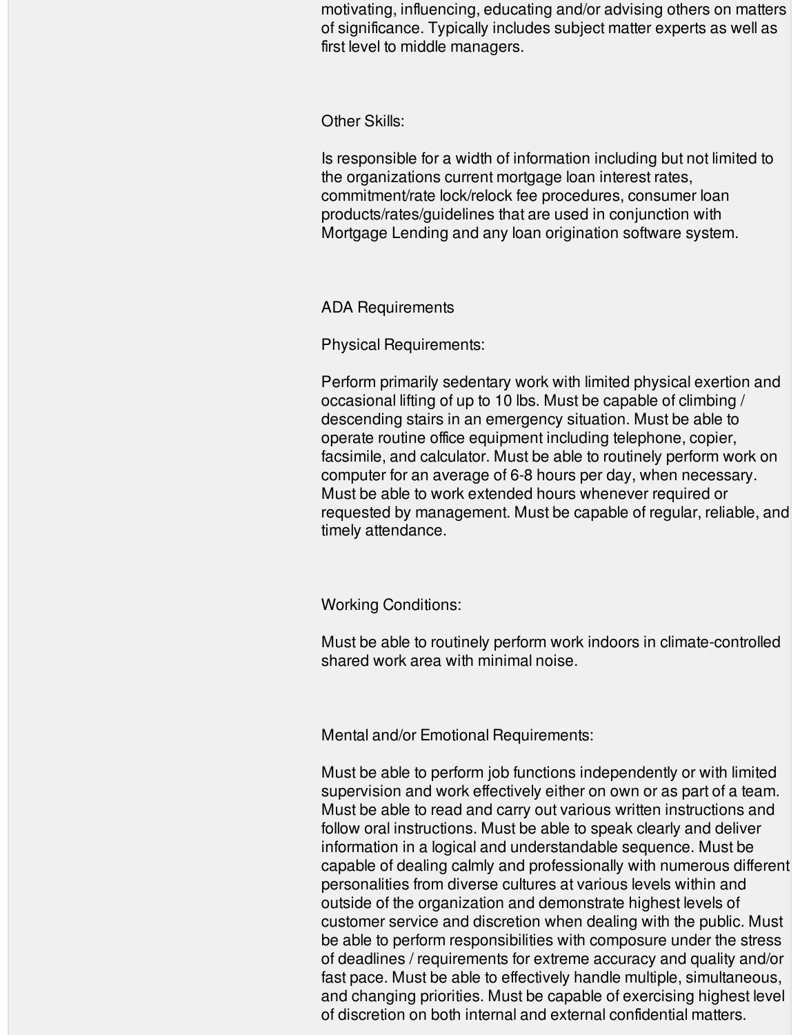motivating, influencing, educating and/or advising others on matters of significance. Typically includes subject matter experts as well as first level to middle managers.

Other Skills:

Is responsible for a width of information including but not limited to the organizations current mortgage loan interest rates, commitment/rate lock/relock fee procedures, consumer loan products/rates/guidelines that are used in conjunction with Mortgage Lending and any loan origination software system.

ADA Requirements

Physical Requirements:

Perform primarily sedentary work with limited physical exertion and occasional lifting of up to 10 lbs. Must be capable of climbing / descending stairs in an emergency situation. Must be able to operate routine office equipment including telephone, copier, facsimile, and calculator. Must be able to routinely perform work on computer for an average of 6-8 hours per day, when necessary. Must be able to work extended hours whenever required or requested by management. Must be capable of regular, reliable, and timely attendance.

Working Conditions:

Must be able to routinely perform work indoors in climate-controlled shared work area with minimal noise.

Mental and/or Emotional Requirements:

Must be able to perform job functions independently or with limited supervision and work effectively either on own or as part of a team. Must be able to read and carry out various written instructions and follow oral instructions. Must be able to speak clearly and deliver information in a logical and understandable sequence. Must be capable of dealing calmly and professionally with numerous different personalities from diverse cultures at various levels within and outside of the organization and demonstrate highest levels of customer service and discretion when dealing with the public. Must be able to perform responsibilities with composure under the stress of deadlines / requirements for extreme accuracy and quality and/or fast pace. Must be able to effectively handle multiple, simultaneous, and changing priorities. Must be capable of exercising highest level of discretion on both internal and external confidential matters.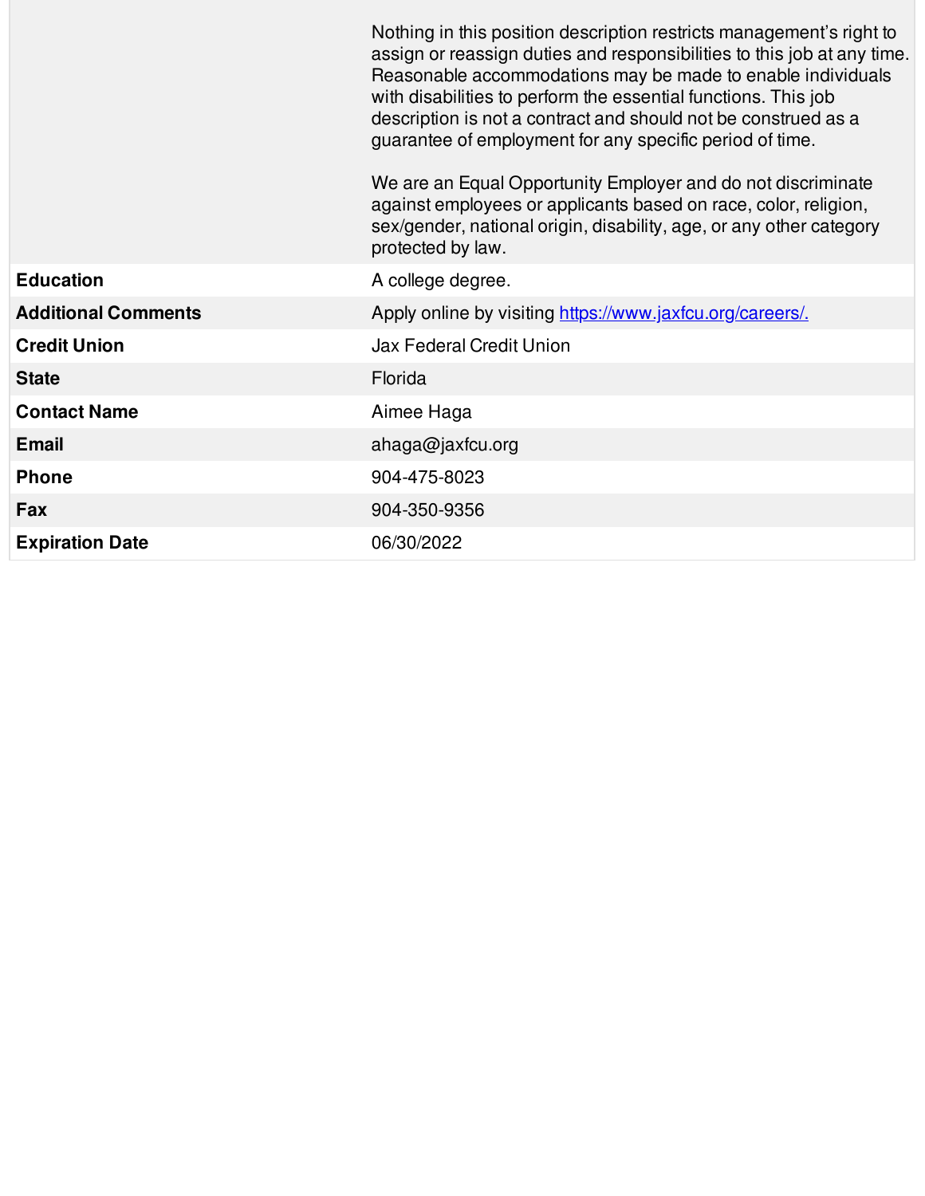| | |
|---|---|
| | Nothing in this position description restricts management's right to assign or reassign duties and responsibilities to this job at any time. Reasonable accommodations may be made to enable individuals with disabilities to perform the essential functions. This job description is not a contract and should not be construed as a guarantee of employment for any specific period of time.<br><br>We are an Equal Opportunity Employer and do not discriminate against employees or applicants based on race, color, religion, sex/gender, national origin, disability, age, or any other category protected by law. |
| **Education** | A college degree. |
| **Additional Comments** | Apply online by visiting [https://www.jaxfcu.org/careers/.](https://www.jaxfcu.org/careers/) |
| **Credit Union** | Jax Federal Credit Union |
| **State** | Florida |
| **Contact Name** | Aimee Haga |
| **Email** | ahaga@jaxfcu.org |
| **Phone** | 904-475-8023 |
| **Fax** | 904-350-9356 |
| **Expiration Date** | 06/30/2022 |